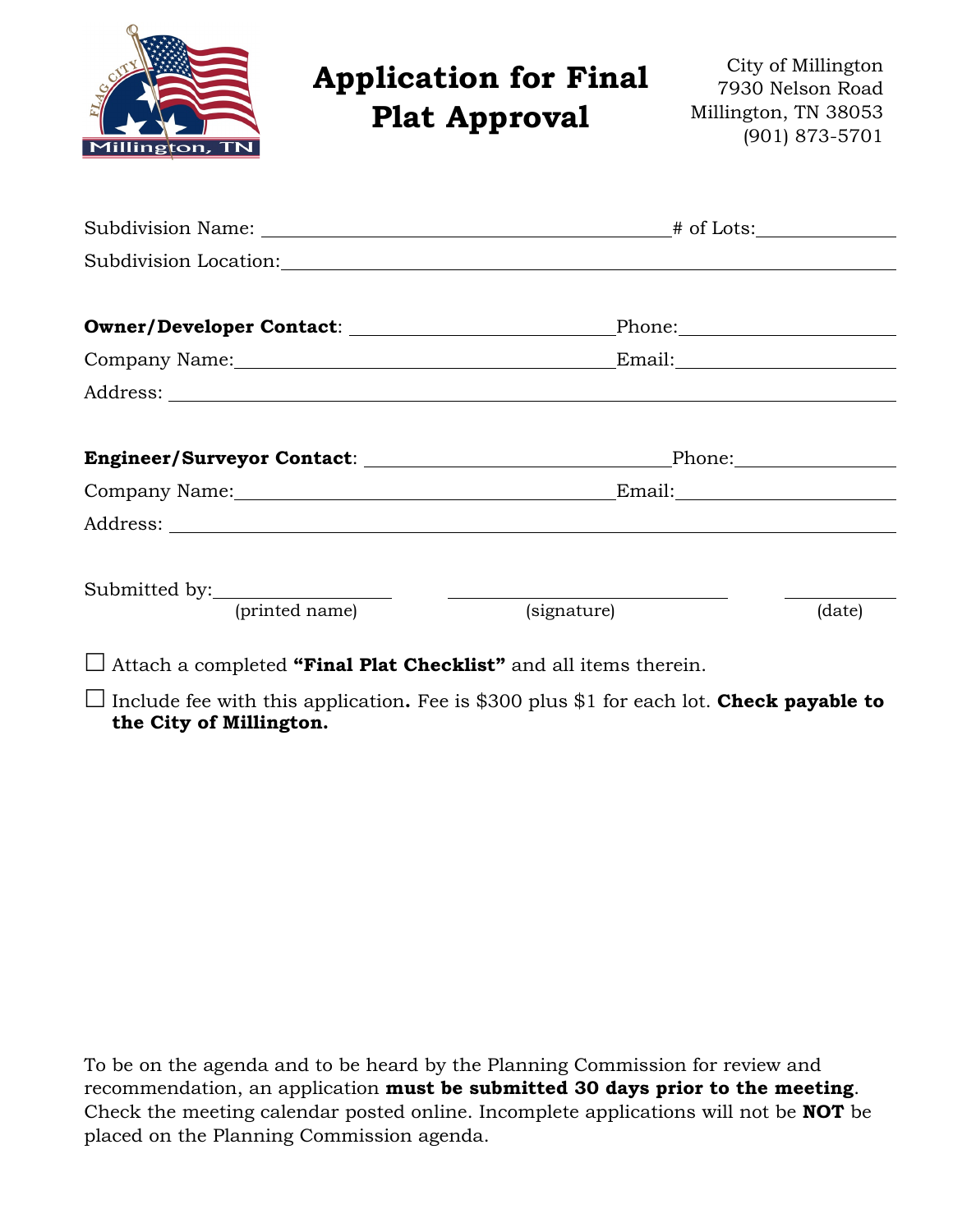# Application for Final Plat Approval

City of Millington
7930 Nelson Road
Millington, TN 38053
(901) 873-5701

Subdivision Name: ______________________________ # of Lots: __________

Subdivision Location: ______________________________________________

**Owner/Developer Contact**: ______________________ Phone: ______________

Company Name: ______________________________ Email: ______________

Address: ______________________________________________

**Engineer/Surveyor Contact**: ______________________ Phone: ______________

Company Name: ______________________________ Email: ______________

Address: ______________________________________________

Submitted by: ______________ ______________ ______________
(printed name) (signature) (date)

☐ Attach a completed **"Final Plat Checklist"** and all items therein.

☐ Include fee with this application**.** Fee is $300 plus $1 for each lot. **Check payable to the City of Millington.**

To be on the agenda and to be heard by the Planning Commission for review and recommendation, an application **must be submitted 30 days prior to the meeting**. Check the meeting calendar posted online. Incomplete applications will not be **NOT** be placed on the Planning Commission agenda.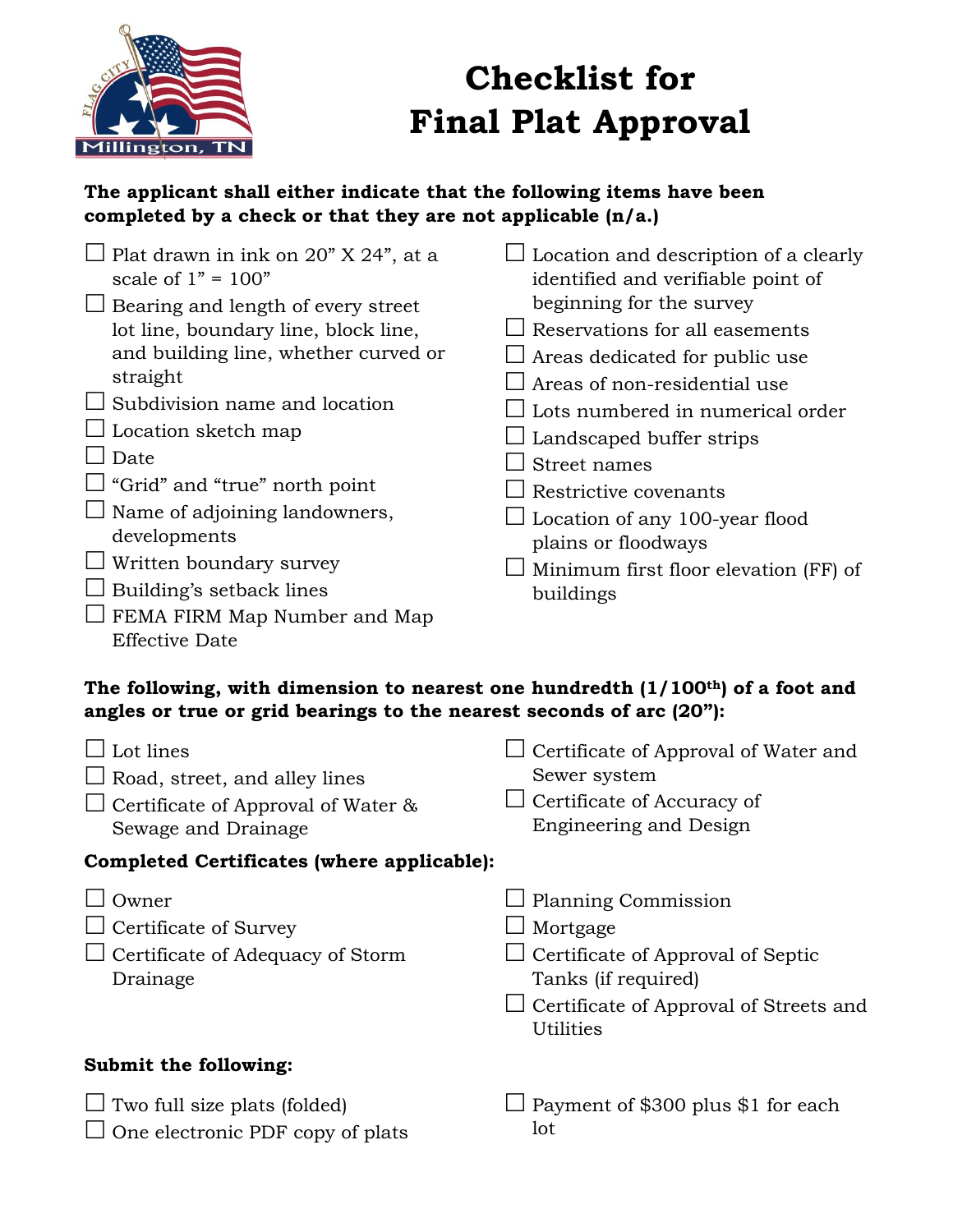# Checklist for Final Plat Approval

**The applicant shall either indicate that the following items have been completed by a check or that they are not applicable (n/a.)**

- ☐ Plat drawn in ink on 20” X 24”, at a scale of 1” = 100”
- ☐ Bearing and length of every street lot line, boundary line, block line, and building line, whether curved or straight
- ☐ Subdivision name and location
- ☐ Location sketch map
- ☐ Date
- ☐ “Grid” and “true” north point
- ☐ Name of adjoining landowners, developments
- ☐ Written boundary survey
- ☐ Building’s setback lines
- ☐ FEMA FIRM Map Number and Map Effective Date
- ☐ Location and description of a clearly identified and verifiable point of beginning for the survey
- ☐ Reservations for all easements
- ☐ Areas dedicated for public use
- ☐ Areas of non-residential use
- ☐ Lots numbered in numerical order
- ☐ Landscaped buffer strips
- ☐ Street names
- ☐ Restrictive covenants
- ☐ Location of any 100-year flood plains or floodways
- ☐ Minimum first floor elevation (FF) of buildings

**The following, with dimension to nearest one hundredth (1/100th) of a foot and angles or true or grid bearings to the nearest seconds of arc (20”):**

- ☐ Lot lines
- ☐ Road, street, and alley lines
- ☐ Certificate of Approval of Water & Sewage and Drainage
- ☐ Certificate of Approval of Water and Sewer system
- ☐ Certificate of Accuracy of Engineering and Design

**Completed Certificates (where applicable):**

- ☐ Owner
- ☐ Certificate of Survey
- ☐ Certificate of Adequacy of Storm Drainage
- ☐ Planning Commission
- ☐ Mortgage
- ☐ Certificate of Approval of Septic Tanks (if required)
- ☐ Certificate of Approval of Streets and Utilities

**Submit the following:**

- ☐ Two full size plats (folded)
- ☐ One electronic PDF copy of plats
- ☐ Payment of $300 plus $1 for each lot